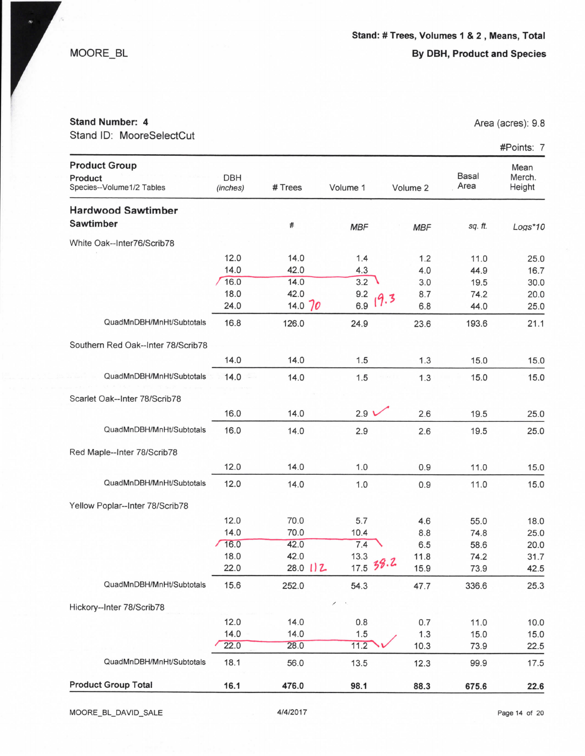MOORE_BL

**Stand: # Trees, Volumes 1 & 2 , Means, Total**
**By DBH, Product and Species**

**Stand Number: 4**
Stand ID: MooreSelectCut

Area (acres): 9.8
#Points: 7

| Product Group / Product / Species--Volume1/2 Tables | DBH (inches) | # Trees | Volume 1 | Volume 2 | Basal Area | Mean Merch. Height |
|---|---|---|---|---|---|---|
| **Hardwood Sawtimber** | | | | | | |
| **Sawtimber** | | # | *MBF* | *MBF* | *sq. ft.* | *Logs*10* |
| White Oak--Inter76/Scrib78 | | | | | | |
| | 12.0 | 14.0 | 1.4 | 1.2 | 11.0 | 25.0 |
| | 14.0 | 42.0 | 4.3 | 4.0 | 44.9 | 16.7 |
| | 16.0 | 14.0 | 3.2 | 3.0 | 19.5 | 30.0 |
| | 18.0 | 42.0 | 9.2 19.3 | 8.7 | 74.2 | 20.0 |
| | 24.0 | 14.0 70 | 6.9 | 6.8 | 44.0 | 25.0 |
| QuadMnDBH/MnHt/Subtotals | 16.8 | 126.0 | 24.9 | 23.6 | 193.6 | 21.1 |
| Southern Red Oak--Inter 78/Scrib78 | | | | | | |
| | 14.0 | 14.0 | 1.5 | 1.3 | 15.0 | 15.0 |
| QuadMnDBH/MnHt/Subtotals | 14.0 | 14.0 | 1.5 | 1.3 | 15.0 | 15.0 |
| Scarlet Oak--Inter 78/Scrib78 | | | | | | |
| | 16.0 | 14.0 | 2.9 ✓ | 2.6 | 19.5 | 25.0 |
| QuadMnDBH/MnHt/Subtotals | 16.0 | 14.0 | 2.9 | 2.6 | 19.5 | 25.0 |
| Red Maple--Inter 78/Scrib78 | | | | | | |
| | 12.0 | 14.0 | 1.0 | 0.9 | 11.0 | 15.0 |
| QuadMnDBH/MnHt/Subtotals | 12.0 | 14.0 | 1.0 | 0.9 | 11.0 | 15.0 |
| Yellow Poplar--Inter 78/Scrib78 | | | | | | |
| | 12.0 | 70.0 | 5.7 | 4.6 | 55.0 | 18.0 |
| | 14.0 | 70.0 | 10.4 | 8.8 | 74.8 | 25.0 |
| | 16.0 | 42.0 | 7.4 | 6.5 | 58.6 | 20.0 |
| | 18.0 | 42.0 | 13.3 38.2 | 11.8 | 74.2 | 31.7 |
| | 22.0 | 28.0 112 | 17.5 | 15.9 | 73.9 | 42.5 |
| QuadMnDBH/MnHt/Subtotals | 15.6 | 252.0 | 54.3 | 47.7 | 336.6 | 25.3 |
| Hickory--Inter 78/Scrib78 | | | | | | |
| | 12.0 | 14.0 | 0.8 | 0.7 | 11.0 | 10.0 |
| | 14.0 | 14.0 | 1.5 | 1.3 | 15.0 | 15.0 |
| | 22.0 | 28.0 | 11.2 ✓ | 10.3 | 73.9 | 22.5 |
| QuadMnDBH/MnHt/Subtotals | 18.1 | 56.0 | 13.5 | 12.3 | 99.9 | 17.5 |
| **Product Group Total** | **16.1** | **476.0** | **98.1** | **88.3** | **675.6** | **22.6** |

MOORE_BL_DAVID_SALE    4/4/2017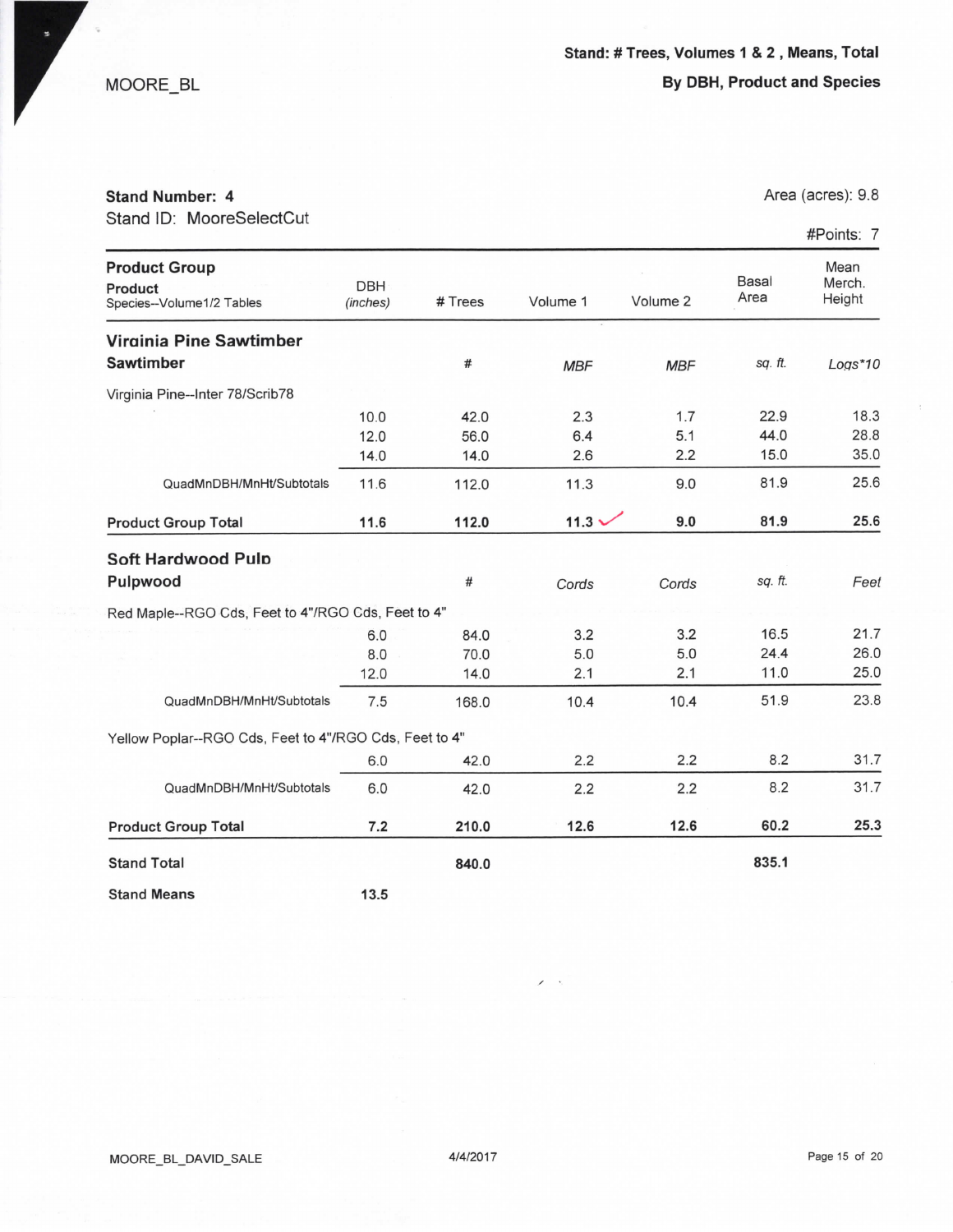MOORE_BL

**Stand: # Trees, Volumes 1 & 2 , Means, Total**
**By DBH, Product and Species**

**Stand Number: 4**
Stand ID: MooreSelectCut

Area (acres): 9.8
#Points: 7

| Product Group / Product / Species--Volume1/2 Tables | DBH (inches) | # Trees | Volume 1 | Volume 2 | Basal Area | Mean Merch. Height |
|---|---|---|---|---|---|---|
| **Virginia Pine Sawtimber** | | | | | | |
| **Sawtimber** | | # | *MBF* | *MBF* | *sq. ft.* | *Logs*10* |
| Virginia Pine--Inter 78/Scrib78 | | | | | | |
| | 10.0 | 42.0 | 2.3 | 1.7 | 22.9 | 18.3 |
| | 12.0 | 56.0 | 6.4 | 5.1 | 44.0 | 28.8 |
| | 14.0 | 14.0 | 2.6 | 2.2 | 15.0 | 35.0 |
| QuadMnDBH/MnHt/Subtotals | 11.6 | 112.0 | 11.3 | 9.0 | 81.9 | 25.6 |
| **Product Group Total** | **11.6** | **112.0** | **11.3** | **9.0** | **81.9** | **25.6** |
| **Soft Hardwood Pulp** | | | | | | |
| **Pulpwood** | | # | *Cords* | *Cords* | *sq. ft.* | *Feet* |
| Red Maple--RGO Cds, Feet to 4"/RGO Cds, Feet to 4" | | | | | | |
| | 6.0 | 84.0 | 3.2 | 3.2 | 16.5 | 21.7 |
| | 8.0 | 70.0 | 5.0 | 5.0 | 24.4 | 26.0 |
| | 12.0 | 14.0 | 2.1 | 2.1 | 11.0 | 25.0 |
| QuadMnDBH/MnHt/Subtotals | 7.5 | 168.0 | 10.4 | 10.4 | 51.9 | 23.8 |
| Yellow Poplar--RGO Cds, Feet to 4"/RGO Cds, Feet to 4" | | | | | | |
| | 6.0 | 42.0 | 2.2 | 2.2 | 8.2 | 31.7 |
| QuadMnDBH/MnHt/Subtotals | 6.0 | 42.0 | 2.2 | 2.2 | 8.2 | 31.7 |
| **Product Group Total** | **7.2** | **210.0** | **12.6** | **12.6** | **60.2** | **25.3** |
| **Stand Total** | | **840.0** | | | **835.1** | |
| **Stand Means** | **13.5** | | | | | |

MOORE_BL_DAVID_SALE 4/4/2017